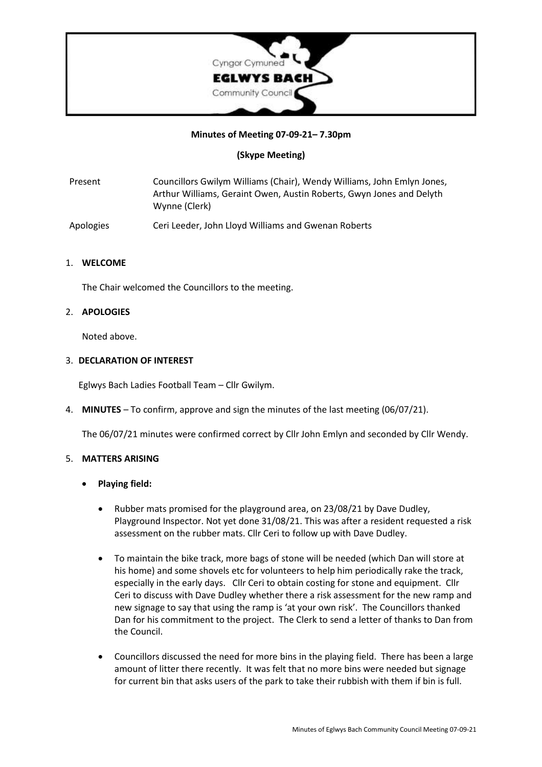Cyngor Cymuned
**EGLWYS BACH**
Community Council

**Minutes of Meeting 07-09-21– 7.30pm**

**(Skype Meeting)**

| | |
|---|---|
| Present | Councillors Gwilym Williams (Chair), Wendy Williams, John Emlyn Jones, Arthur Williams, Geraint Owen, Austin Roberts, Gwyn Jones and Delyth Wynne (Clerk) |
| Apologies | Ceri Leeder, John Lloyd Williams and Gwenan Roberts |

1. **WELCOME**

   The Chair welcomed the Councillors to the meeting.

2. **APOLOGIES**

   Noted above.

3. **DECLARATION OF INTEREST**

   Eglwys Bach Ladies Football Team – Cllr Gwilym.

4. **MINUTES** – To confirm, approve and sign the minutes of the last meeting (06/07/21).

   The 06/07/21 minutes were confirmed correct by Cllr John Emlyn and seconded by Cllr Wendy.

5. **MATTERS ARISING**

   - **Playing field:**

     - Rubber mats promised for the playground area, on 23/08/21 by Dave Dudley, Playground Inspector. Not yet done 31/08/21. This was after a resident requested a risk assessment on the rubber mats. Cllr Ceri to follow up with Dave Dudley.

     - To maintain the bike track, more bags of stone will be needed (which Dan will store at his home) and some shovels etc for volunteers to help him periodically rake the track, especially in the early days. Cllr Ceri to obtain costing for stone and equipment. Cllr Ceri to discuss with Dave Dudley whether there a risk assessment for the new ramp and new signage to say that using the ramp is 'at your own risk'. The Councillors thanked Dan for his commitment to the project. The Clerk to send a letter of thanks to Dan from the Council.

     - Councillors discussed the need for more bins in the playing field. There has been a large amount of litter there recently. It was felt that no more bins were needed but signage for current bin that asks users of the park to take their rubbish with them if bin is full.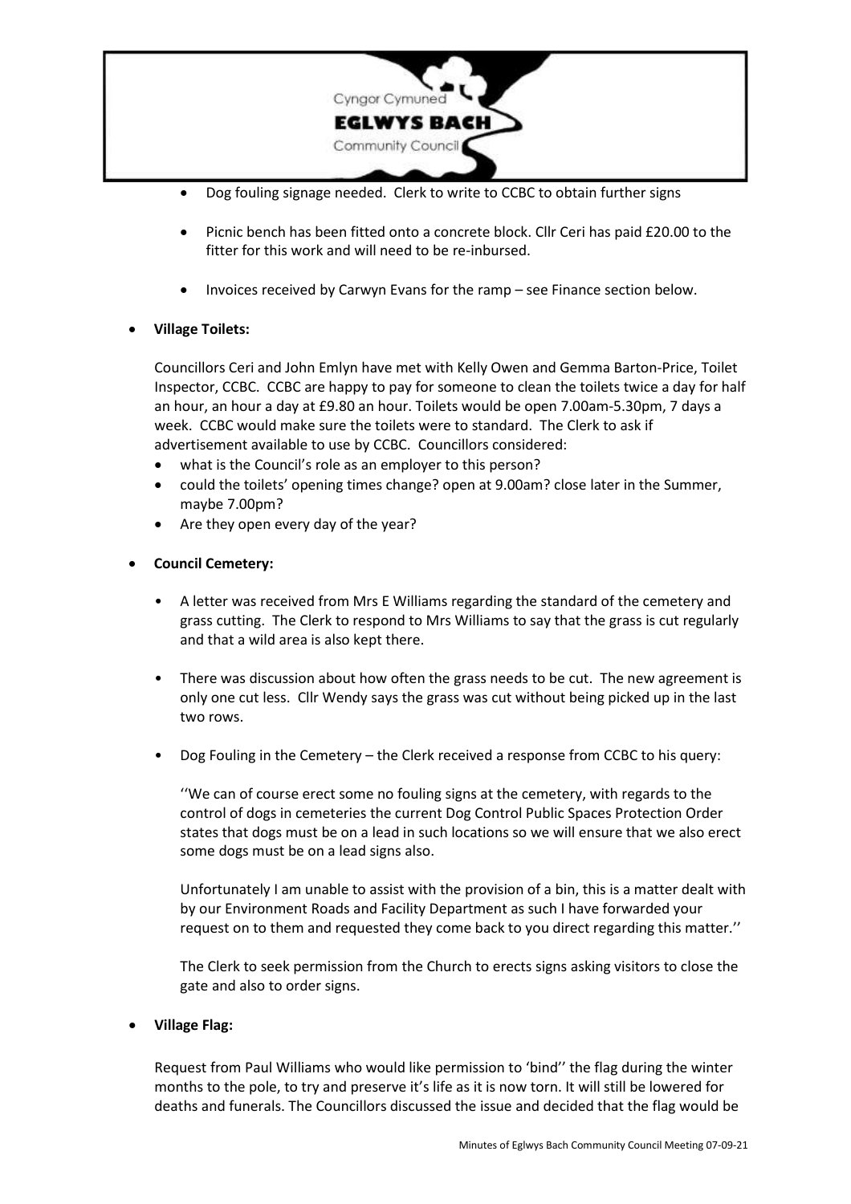- Dog fouling signage needed. Clerk to write to CCBC to obtain further signs

- Picnic bench has been fitted onto a concrete block. Cllr Ceri has paid £20.00 to the fitter for this work and will need to be re-inbursed.

- Invoices received by Carwyn Evans for the ramp – see Finance section below.

- **Village Toilets:**

  Councillors Ceri and John Emlyn have met with Kelly Owen and Gemma Barton-Price, Toilet Inspector, CCBC. CCBC are happy to pay for someone to clean the toilets twice a day for half an hour, an hour a day at £9.80 an hour. Toilets would be open 7.00am-5.30pm, 7 days a week. CCBC would make sure the toilets were to standard. The Clerk to ask if advertisement available to use by CCBC. Councillors considered:
  - what is the Council's role as an employer to this person?
  - could the toilets' opening times change? open at 9.00am? close later in the Summer, maybe 7.00pm?
  - Are they open every day of the year?

- **Council Cemetery:**

  - A letter was received from Mrs E Williams regarding the standard of the cemetery and grass cutting. The Clerk to respond to Mrs Williams to say that the grass is cut regularly and that a wild area is also kept there.

  - There was discussion about how often the grass needs to be cut. The new agreement is only one cut less. Cllr Wendy says the grass was cut without being picked up in the last two rows.

  - Dog Fouling in the Cemetery – the Clerk received a response from CCBC to his query:

    ''We can of course erect some no fouling signs at the cemetery, with regards to the control of dogs in cemeteries the current Dog Control Public Spaces Protection Order states that dogs must be on a lead in such locations so we will ensure that we also erect some dogs must be on a lead signs also.

    Unfortunately I am unable to assist with the provision of a bin, this is a matter dealt with by our Environment Roads and Facility Department as such I have forwarded your request on to them and requested they come back to you direct regarding this matter.''

    The Clerk to seek permission from the Church to erects signs asking visitors to close the gate and also to order signs.

- **Village Flag:**

  Request from Paul Williams who would like permission to 'bind'' the flag during the winter months to the pole, to try and preserve it's life as it is now torn. It will still be lowered for deaths and funerals. The Councillors discussed the issue and decided that the flag would be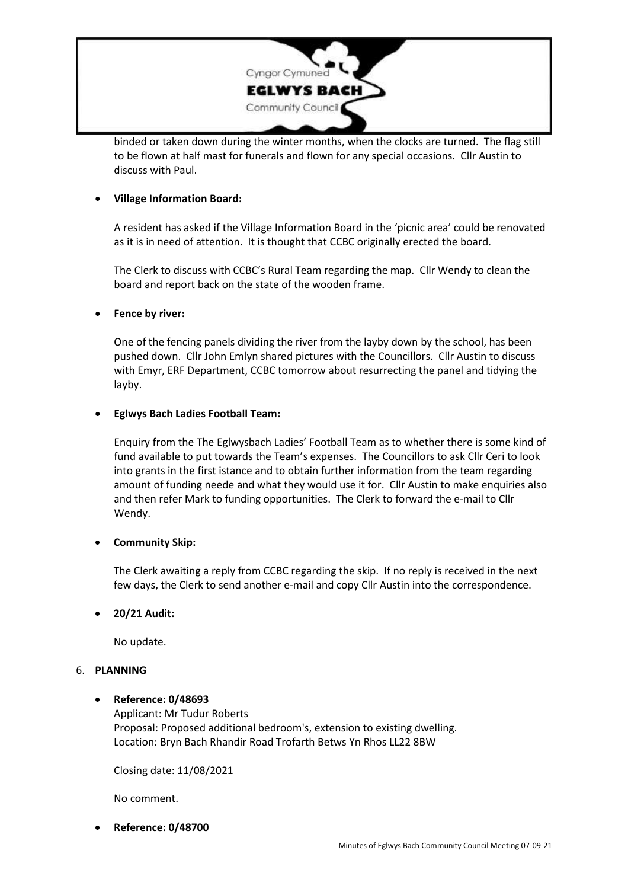binded or taken down during the winter months, when the clocks are turned. The flag still to be flown at half mast for funerals and flown for any special occasions. Cllr Austin to discuss with Paul.

- **Village Information Board:**

  A resident has asked if the Village Information Board in the 'picnic area' could be renovated as it is in need of attention. It is thought that CCBC originally erected the board.

  The Clerk to discuss with CCBC's Rural Team regarding the map. Cllr Wendy to clean the board and report back on the state of the wooden frame.

- **Fence by river:**

  One of the fencing panels dividing the river from the layby down by the school, has been pushed down. Cllr John Emlyn shared pictures with the Councillors. Cllr Austin to discuss with Emyr, ERF Department, CCBC tomorrow about resurrecting the panel and tidying the layby.

- **Eglwys Bach Ladies Football Team:**

  Enquiry from the The Eglwysbach Ladies' Football Team as to whether there is some kind of fund available to put towards the Team's expenses. The Councillors to ask Cllr Ceri to look into grants in the first istance and to obtain further information from the team regarding amount of funding neede and what they would use it for. Cllr Austin to make enquiries also and then refer Mark to funding opportunities. The Clerk to forward the e-mail to Cllr Wendy.

- **Community Skip:**

  The Clerk awaiting a reply from CCBC regarding the skip. If no reply is received in the next few days, the Clerk to send another e-mail and copy Cllr Austin into the correspondence.

- **20/21 Audit:**

  No update.

6. **PLANNING**

- **Reference: 0/48693**
  Applicant: Mr Tudur Roberts
  Proposal: Proposed additional bedroom's, extension to existing dwelling.
  Location: Bryn Bach Rhandir Road Trofarth Betws Yn Rhos LL22 8BW

  Closing date: 11/08/2021

  No comment.

- **Reference: 0/48700**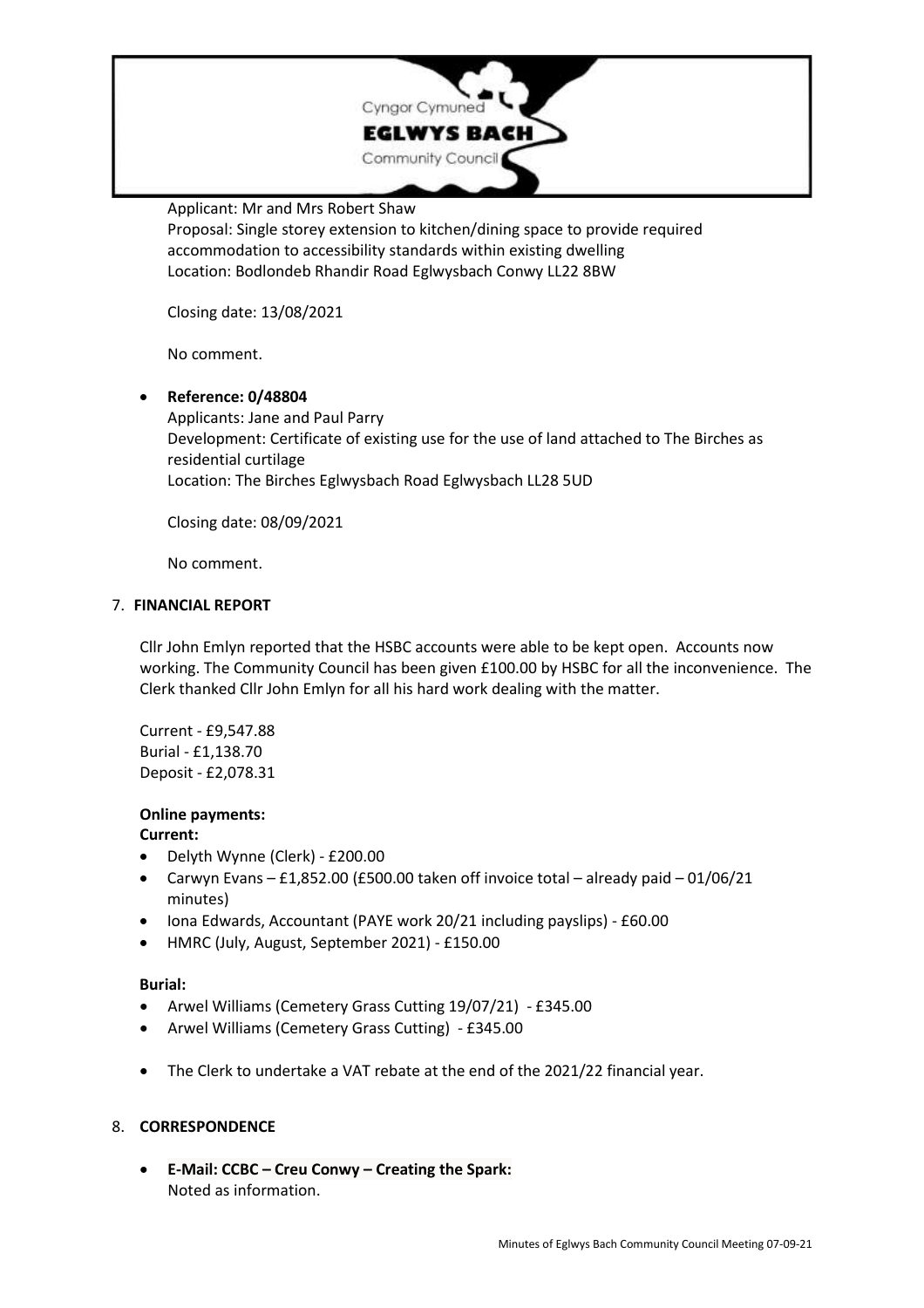Applicant: Mr and Mrs Robert Shaw
Proposal: Single storey extension to kitchen/dining space to provide required accommodation to accessibility standards within existing dwelling
Location: Bodlondeb Rhandir Road Eglwysbach Conwy LL22 8BW

Closing date: 13/08/2021

No comment.

- **Reference: 0/48804**
  Applicants: Jane and Paul Parry
  Development: Certificate of existing use for the use of land attached to The Birches as residential curtilage
  Location: The Birches Eglwysbach Road Eglwysbach LL28 5UD

  Closing date: 08/09/2021

  No comment.

7. **FINANCIAL REPORT**

Cllr John Emlyn reported that the HSBC accounts were able to be kept open. Accounts now working. The Community Council has been given £100.00 by HSBC for all the inconvenience. The Clerk thanked Cllr John Emlyn for all his hard work dealing with the matter.

Current - £9,547.88
Burial - £1,138.70
Deposit - £2,078.31

**Online payments:**
**Current:**

- Delyth Wynne (Clerk) - £200.00
- Carwyn Evans – £1,852.00 (£500.00 taken off invoice total – already paid – 01/06/21 minutes)
- Iona Edwards, Accountant (PAYE work 20/21 including payslips) - £60.00
- HMRC (July, August, September 2021) - £150.00

**Burial:**

- Arwel Williams (Cemetery Grass Cutting 19/07/21) - £345.00
- Arwel Williams (Cemetery Grass Cutting) - £345.00

- The Clerk to undertake a VAT rebate at the end of the 2021/22 financial year.

8. **CORRESPONDENCE**

- **E-Mail: CCBC – Creu Conwy – Creating the Spark:**
  Noted as information.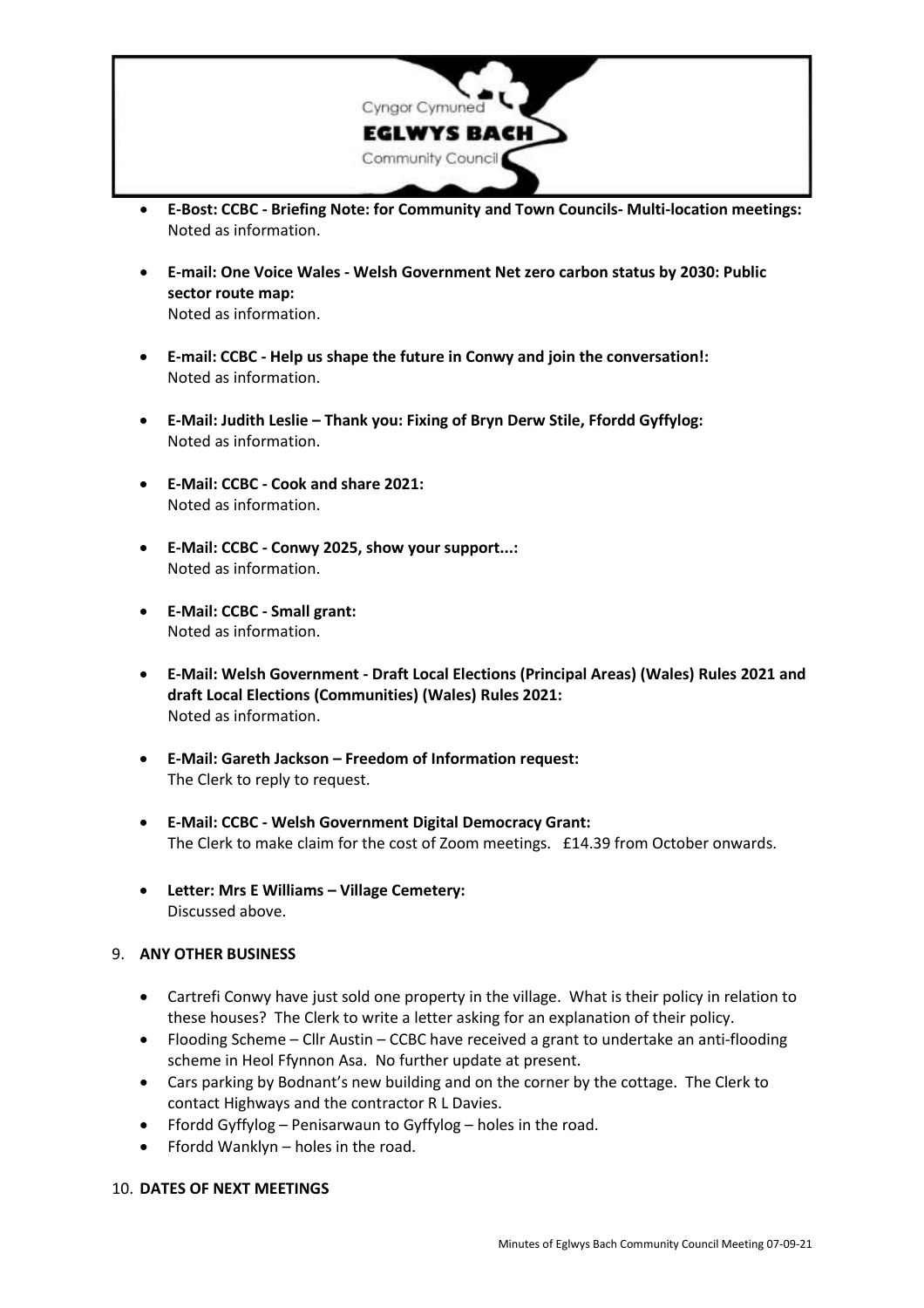- **E-Bost: CCBC - Briefing Note: for Community and Town Councils- Multi-location meetings:**
  Noted as information.

- **E-mail: One Voice Wales - Welsh Government Net zero carbon status by 2030: Public sector route map:**
  Noted as information.

- **E-mail: CCBC - Help us shape the future in Conwy and join the conversation!:**
  Noted as information.

- **E-Mail: Judith Leslie – Thank you: Fixing of Bryn Derw Stile, Ffordd Gyffylog:**
  Noted as information.

- **E-Mail: CCBC - Cook and share 2021:**
  Noted as information.

- **E-Mail: CCBC - Conwy 2025, show your support...:**
  Noted as information.

- **E-Mail: CCBC - Small grant:**
  Noted as information.

- **E-Mail: Welsh Government - Draft Local Elections (Principal Areas) (Wales) Rules 2021 and draft Local Elections (Communities) (Wales) Rules 2021:**
  Noted as information.

- **E-Mail: Gareth Jackson – Freedom of Information request:**
  The Clerk to reply to request.

- **E-Mail: CCBC - Welsh Government Digital Democracy Grant:**
  The Clerk to make claim for the cost of Zoom meetings. £14.39 from October onwards.

- **Letter: Mrs E Williams – Village Cemetery:**
  Discussed above.

9. **ANY OTHER BUSINESS**

- Cartrefi Conwy have just sold one property in the village. What is their policy in relation to these houses? The Clerk to write a letter asking for an explanation of their policy.
- Flooding Scheme – Cllr Austin – CCBC have received a grant to undertake an anti-flooding scheme in Heol Ffynnon Asa. No further update at present.
- Cars parking by Bodnant's new building and on the corner by the cottage. The Clerk to contact Highways and the contractor R L Davies.
- Ffordd Gyffylog – Penisarwaun to Gyffylog – holes in the road.
- Ffordd Wanklyn – holes in the road.

10. **DATES OF NEXT MEETINGS**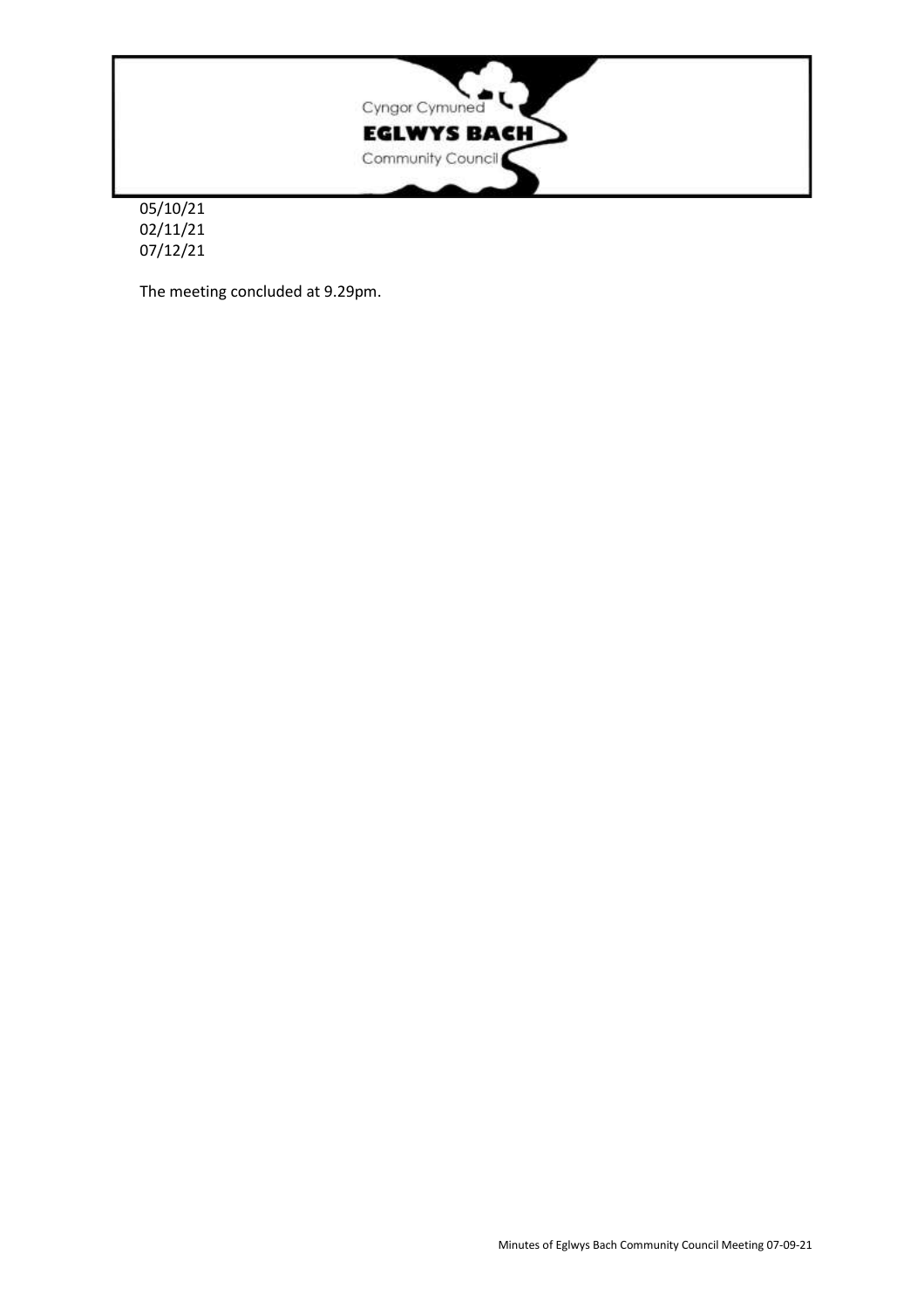05/10/21
02/11/21
07/12/21

The meeting concluded at 9.29pm.